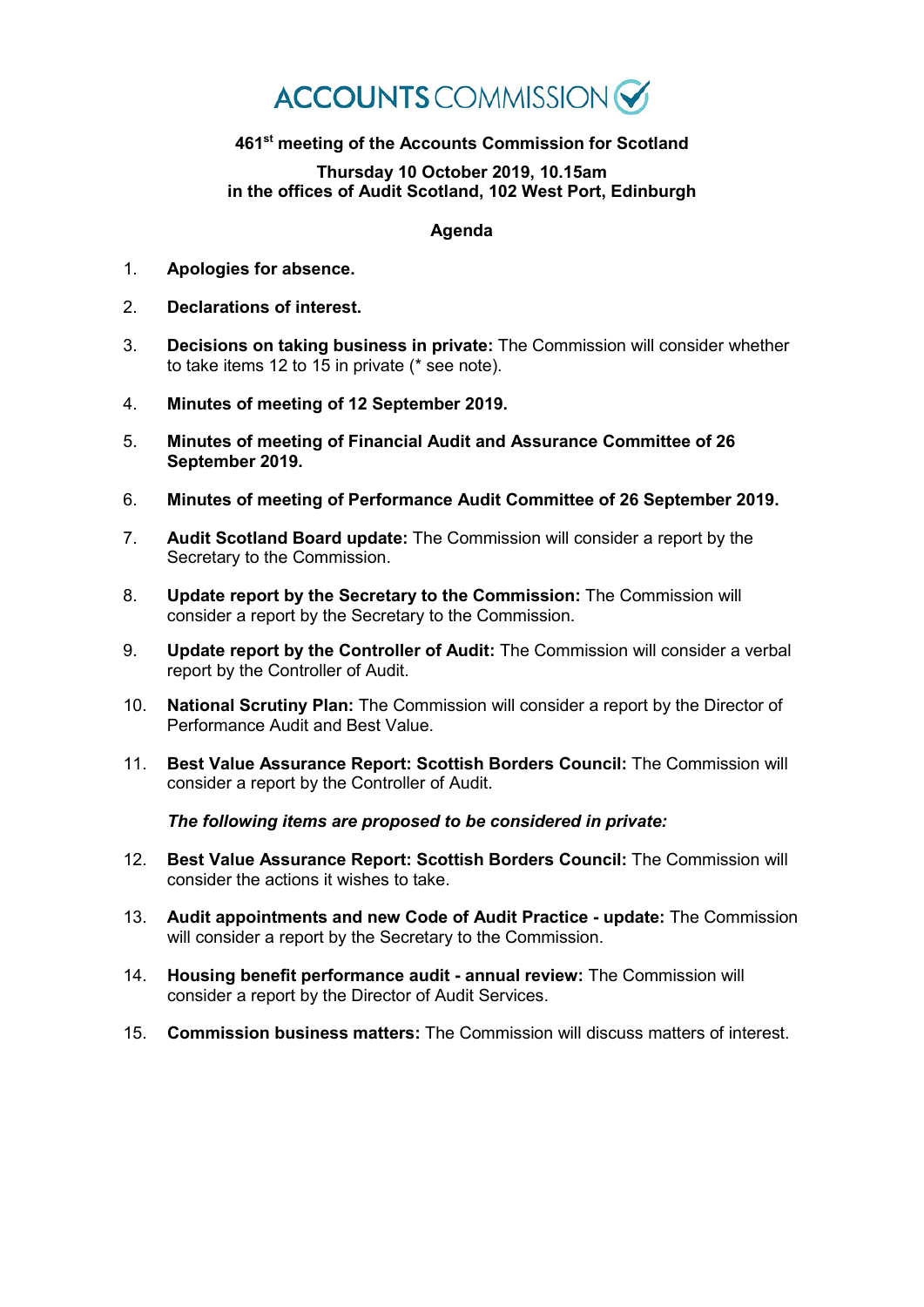# ACCOUNTS COMMISSION

**461st meeting of the Accounts Commission for Scotland**

**Thursday 10 October 2019, 10.15am**
**in the offices of Audit Scotland, 102 West Port, Edinburgh**

## Agenda

1. **Apologies for absence.**

2. **Declarations of interest.**

3. **Decisions on taking business in private:** The Commission will consider whether to take items 12 to 15 in private (* see note).

4. **Minutes of meeting of 12 September 2019.**

5. **Minutes of meeting of Financial Audit and Assurance Committee of 26 September 2019.**

6. **Minutes of meeting of Performance Audit Committee of 26 September 2019.**

7. **Audit Scotland Board update:** The Commission will consider a report by the Secretary to the Commission.

8. **Update report by the Secretary to the Commission:** The Commission will consider a report by the Secretary to the Commission.

9. **Update report by the Controller of Audit:** The Commission will consider a verbal report by the Controller of Audit.

10. **National Scrutiny Plan:** The Commission will consider a report by the Director of Performance Audit and Best Value.

11. **Best Value Assurance Report: Scottish Borders Council:** The Commission will consider a report by the Controller of Audit.

***The following items are proposed to be considered in private:***

12. **Best Value Assurance Report: Scottish Borders Council:** The Commission will consider the actions it wishes to take.

13. **Audit appointments and new Code of Audit Practice - update:** The Commission will consider a report by the Secretary to the Commission.

14. **Housing benefit performance audit - annual review:** The Commission will consider a report by the Director of Audit Services.

15. **Commission business matters:** The Commission will discuss matters of interest.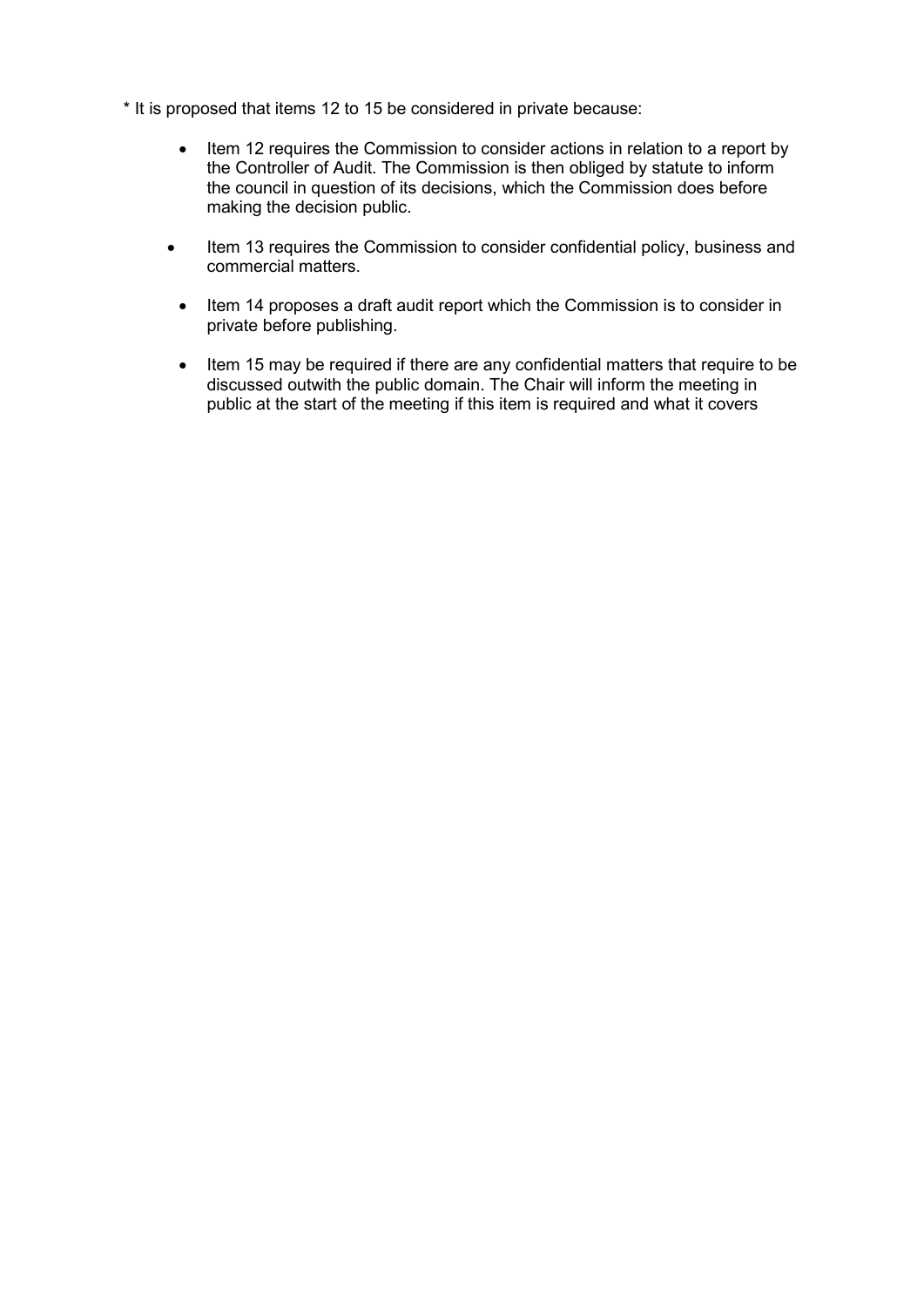* It is proposed that items 12 to 15 be considered in private because:

- Item 12 requires the Commission to consider actions in relation to a report by the Controller of Audit. The Commission is then obliged by statute to inform the council in question of its decisions, which the Commission does before making the decision public.
- Item 13 requires the Commission to consider confidential policy, business and commercial matters.
- Item 14 proposes a draft audit report which the Commission is to consider in private before publishing.
- Item 15 may be required if there are any confidential matters that require to be discussed outwith the public domain. The Chair will inform the meeting in public at the start of the meeting if this item is required and what it covers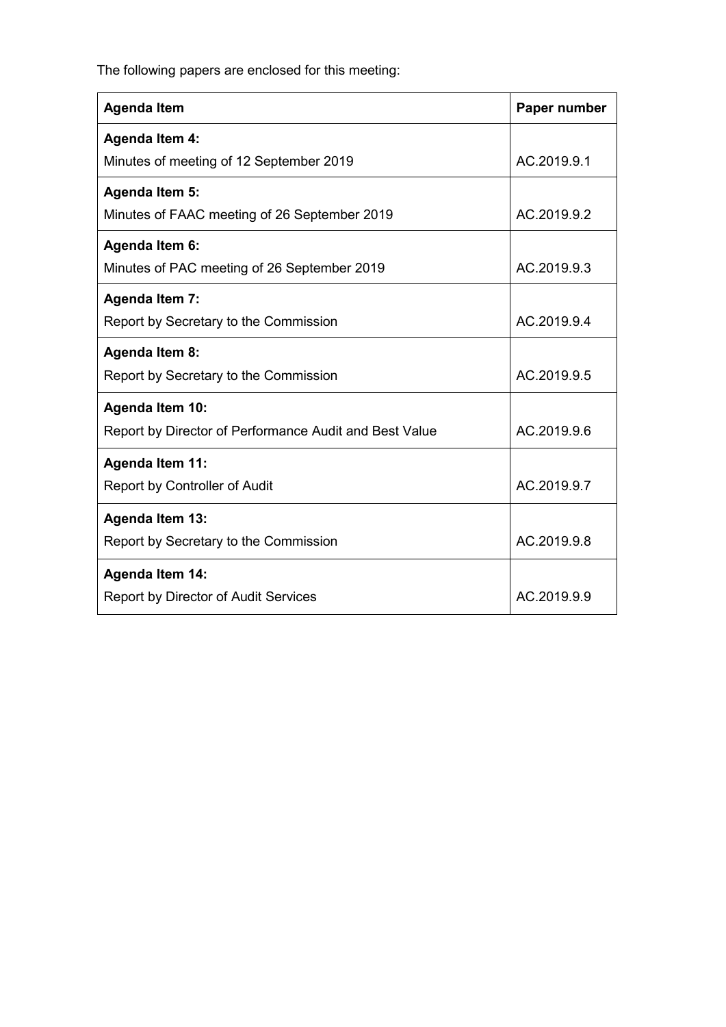The following papers are enclosed for this meeting:

| Agenda Item | Paper number |
|---|---|
| **Agenda Item 4:**<br>Minutes of meeting of 12 September 2019 | AC.2019.9.1 |
| **Agenda Item 5:**<br>Minutes of FAAC meeting of 26 September 2019 | AC.2019.9.2 |
| **Agenda Item 6:**<br>Minutes of PAC meeting of 26 September 2019 | AC.2019.9.3 |
| **Agenda Item 7:**<br>Report by Secretary to the Commission | AC.2019.9.4 |
| **Agenda Item 8:**<br>Report by Secretary to the Commission | AC.2019.9.5 |
| **Agenda Item 10:**<br>Report by Director of Performance Audit and Best Value | AC.2019.9.6 |
| **Agenda Item 11:**<br>Report by Controller of Audit | AC.2019.9.7 |
| **Agenda Item 13:**<br>Report by Secretary to the Commission | AC.2019.9.8 |
| **Agenda Item 14:**<br>Report by Director of Audit Services | AC.2019.9.9 |